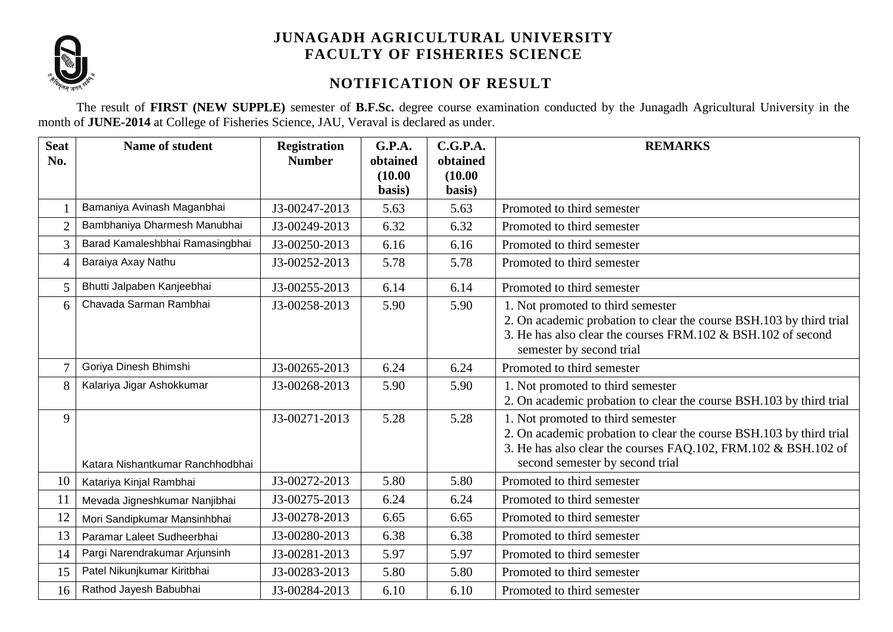# JUNAGADH AGRICULTURAL UNIVERSITY
# FACULTY OF FISHERIES SCIENCE

## NOTIFICATION OF RESULT

The result of **FIRST (NEW SUPPLE)** semester of **B.F.Sc.** degree course examination conducted by the Junagadh Agricultural University in the month of **JUNE-2014** at College of Fisheries Science, JAU, Veraval is declared as under.

| Seat No. | Name of student | Registration Number | G.P.A. obtained (10.00 basis) | C.G.P.A. obtained (10.00 basis) | REMARKS |
|---|---|---|---|---|---|
| 1 | Bamaniya Avinash Maganbhai | J3-00247-2013 | 5.63 | 5.63 | Promoted to third semester |
| 2 | Bambhaniya Dharmesh Manubhai | J3-00249-2013 | 6.32 | 6.32 | Promoted to third semester |
| 3 | Barad Kamaleshbhai Ramasingbhai | J3-00250-2013 | 6.16 | 6.16 | Promoted to third semester |
| 4 | Baraiya Axay Nathu | J3-00252-2013 | 5.78 | 5.78 | Promoted to third semester |
| 5 | Bhutti Jalpaben Kanjeebhai | J3-00255-2013 | 6.14 | 6.14 | Promoted to third semester |
| 6 | Chavada Sarman Rambhai | J3-00258-2013 | 5.90 | 5.90 | 1. Not promoted to third semester<br>2. On academic probation to clear the course BSH.103 by third trial<br>3. He has also clear the courses FRM.102 & BSH.102 of second semester by second trial |
| 7 | Goriya Dinesh Bhimshi | J3-00265-2013 | 6.24 | 6.24 | Promoted to third semester |
| 8 | Kalariya Jigar Ashokkumar | J3-00268-2013 | 5.90 | 5.90 | 1. Not promoted to third semester<br>2. On academic probation to clear the course BSH.103 by third trial |
| 9 | Katara Nishantkumar Ranchhodbhai | J3-00271-2013 | 5.28 | 5.28 | 1. Not promoted to third semester<br>2. On academic probation to clear the course BSH.103 by third trial<br>3. He has also clear the courses FAQ.102, FRM.102 & BSH.102 of second semester by second trial |
| 10 | Katariya Kinjal Rambhai | J3-00272-2013 | 5.80 | 5.80 | Promoted to third semester |
| 11 | Mevada Jigneshkumar Nanjibhai | J3-00275-2013 | 6.24 | 6.24 | Promoted to third semester |
| 12 | Mori Sandipkumar Mansinhbhai | J3-00278-2013 | 6.65 | 6.65 | Promoted to third semester |
| 13 | Paramar Laleet Sudheerbhai | J3-00280-2013 | 6.38 | 6.38 | Promoted to third semester |
| 14 | Pargi Narendrakumar Arjunsinh | J3-00281-2013 | 5.97 | 5.97 | Promoted to third semester |
| 15 | Patel Nikunjkumar Kiritbhai | J3-00283-2013 | 5.80 | 5.80 | Promoted to third semester |
| 16 | Rathod Jayesh Babubhai | J3-00284-2013 | 6.10 | 6.10 | Promoted to third semester |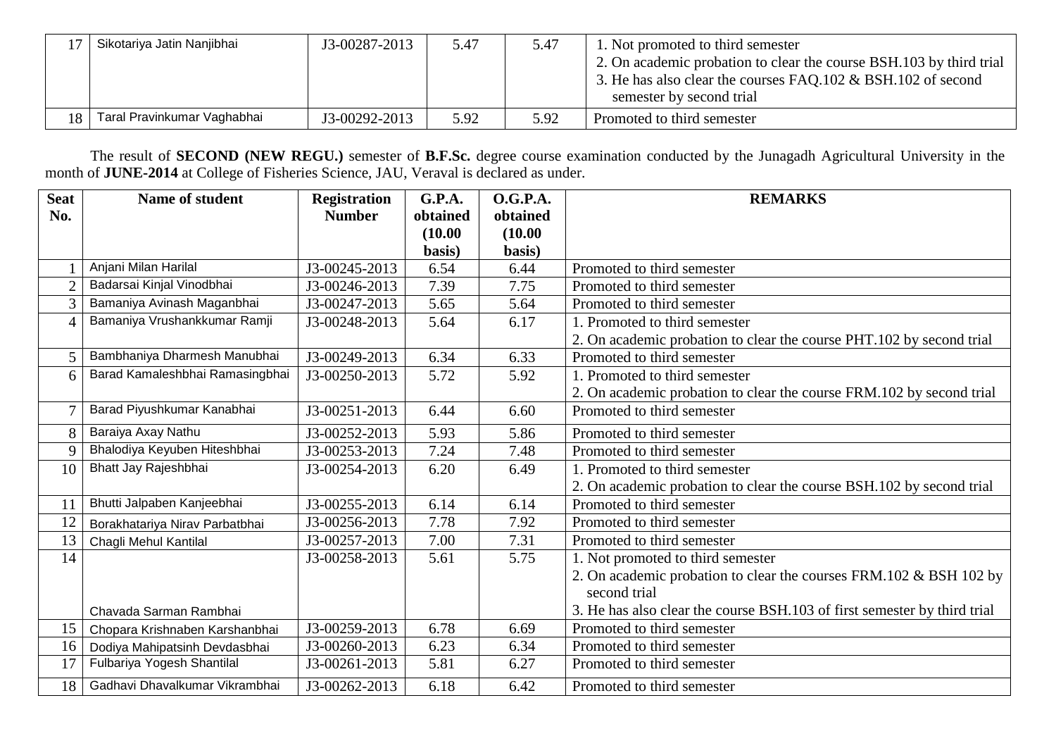| 17 | Sikotariya Jatin Nanjibhai | J3-00287-2013 | 5.47 | 5.47 | 1. Not promoted to third semester<br>2. On academic probation to clear the course BSH.103 by third trial<br>3. He has also clear the courses FAQ.102 & BSH.102 of second semester by second trial |
|---|---|---|---|---|---|
| 18 | Taral Pravinkumar Vaghabhai | J3-00292-2013 | 5.92 | 5.92 | Promoted to third semester |

The result of **SECOND (NEW REGU.)** semester of **B.F.Sc.** degree course examination conducted by the Junagadh Agricultural University in the month of **JUNE-2014** at College of Fisheries Science, JAU, Veraval is declared as under.

| Seat No. | Name of student | Registration Number | G.P.A. obtained (10.00 basis) | O.G.P.A. obtained (10.00 basis) | REMARKS |
|---|---|---|---|---|---|
| 1 | Anjani Milan Harilal | J3-00245-2013 | 6.54 | 6.44 | Promoted to third semester |
| 2 | Badarsai Kinjal Vinodbhai | J3-00246-2013 | 7.39 | 7.75 | Promoted to third semester |
| 3 | Bamaniya Avinash Maganbhai | J3-00247-2013 | 5.65 | 5.64 | Promoted to third semester |
| 4 | Bamaniya Vrushankkumar Ramji | J3-00248-2013 | 5.64 | 6.17 | 1. Promoted to third semester<br>2. On academic probation to clear the course PHT.102 by second trial |
| 5 | Bambhaniya Dharmesh Manubhai | J3-00249-2013 | 6.34 | 6.33 | Promoted to third semester |
| 6 | Barad Kamaleshbhai Ramasingbhai | J3-00250-2013 | 5.72 | 5.92 | 1. Promoted to third semester<br>2. On academic probation to clear the course FRM.102 by second trial |
| 7 | Barad Piyushkumar Kanabhai | J3-00251-2013 | 6.44 | 6.60 | Promoted to third semester |
| 8 | Baraiya Axay Nathu | J3-00252-2013 | 5.93 | 5.86 | Promoted to third semester |
| 9 | Bhalodiya Keyuben Hiteshbhai | J3-00253-2013 | 7.24 | 7.48 | Promoted to third semester |
| 10 | Bhatt Jay Rajeshbhai | J3-00254-2013 | 6.20 | 6.49 | 1. Promoted to third semester<br>2. On academic probation to clear the course BSH.102 by second trial |
| 11 | Bhutti Jalpaben Kanjeebhai | J3-00255-2013 | 6.14 | 6.14 | Promoted to third semester |
| 12 | Borakhatariya Nirav Parbatbhai | J3-00256-2013 | 7.78 | 7.92 | Promoted to third semester |
| 13 | Chagli Mehul Kantilal | J3-00257-2013 | 7.00 | 7.31 | Promoted to third semester |
| 14 | Chavada Sarman Rambhai | J3-00258-2013 | 5.61 | 5.75 | 1. Not promoted to third semester<br>2. On academic probation to clear the courses FRM.102 & BSH 102 by second trial<br>3. He has also clear the course BSH.103 of first semester by third trial |
| 15 | Chopara Krishnaben Karshanbhai | J3-00259-2013 | 6.78 | 6.69 | Promoted to third semester |
| 16 | Dodiya Mahipatsinh Devdasbhai | J3-00260-2013 | 6.23 | 6.34 | Promoted to third semester |
| 17 | Fulbariya Yogesh Shantilal | J3-00261-2013 | 5.81 | 6.27 | Promoted to third semester |
| 18 | Gadhavi Dhavalkumar Vikrambhai | J3-00262-2013 | 6.18 | 6.42 | Promoted to third semester |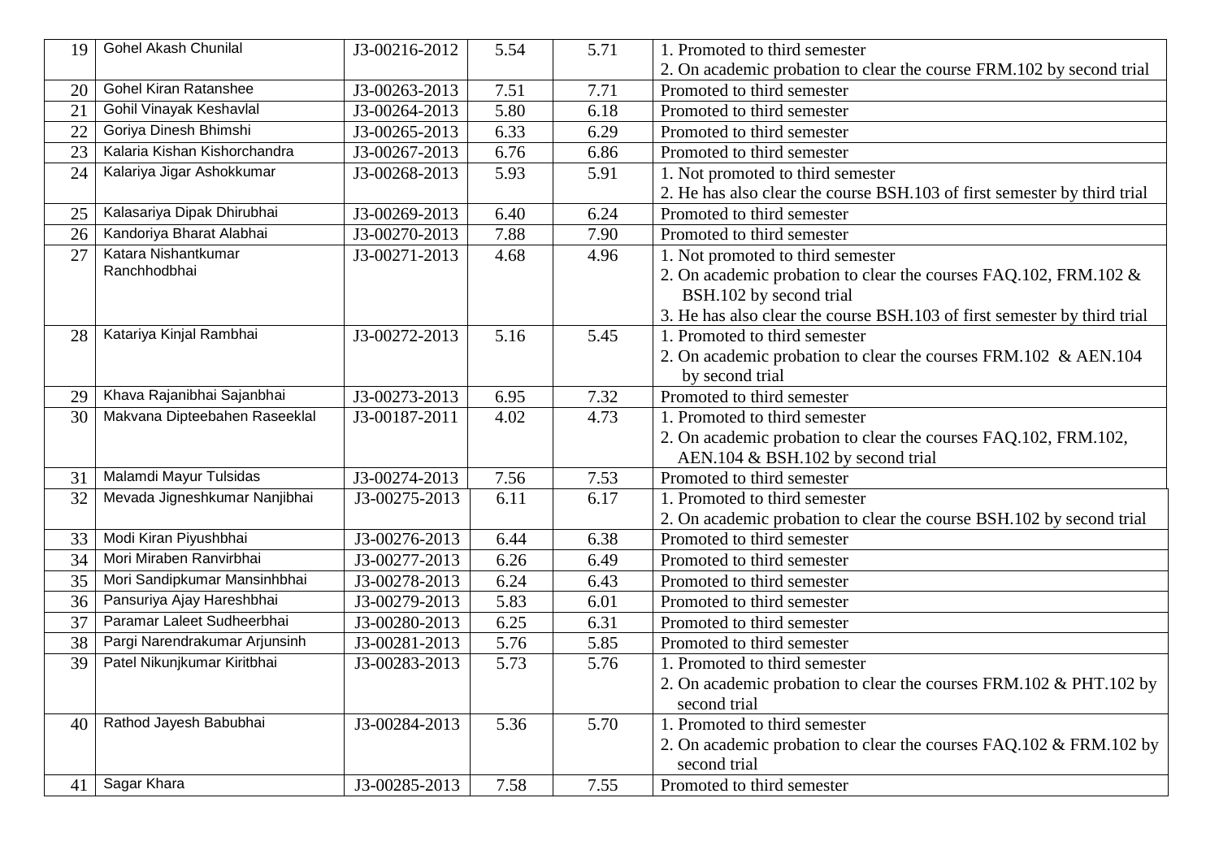| 19 | Gohel Akash Chunilal | J3-00216-2012 | 5.54 | 5.71 | 1. Promoted to third semester<br>2. On academic probation to clear the course FRM.102 by second trial |
|---|---|---|---|---|---|
| 20 | Gohel Kiran Ratanshee | J3-00263-2013 | 7.51 | 7.71 | Promoted to third semester |
| 21 | Gohil Vinayak Keshavlal | J3-00264-2013 | 5.80 | 6.18 | Promoted to third semester |
| 22 | Goriya Dinesh Bhimshi | J3-00265-2013 | 6.33 | 6.29 | Promoted to third semester |
| 23 | Kalaria Kishan Kishorchandra | J3-00267-2013 | 6.76 | 6.86 | Promoted to third semester |
| 24 | Kalariya Jigar Ashokkumar | J3-00268-2013 | 5.93 | 5.91 | 1. Not promoted to third semester<br>2. He has also clear the course BSH.103 of first semester by third trial |
| 25 | Kalasariya Dipak Dhirubhai | J3-00269-2013 | 6.40 | 6.24 | Promoted to third semester |
| 26 | Kandoriya Bharat Alabhai | J3-00270-2013 | 7.88 | 7.90 | Promoted to third semester |
| 27 | Katara Nishantkumar Ranchhodbhai | J3-00271-2013 | 4.68 | 4.96 | 1. Not promoted to third semester<br>2. On academic probation to clear the courses FAQ.102, FRM.102 & BSH.102 by second trial<br>3. He has also clear the course BSH.103 of first semester by third trial |
| 28 | Katariya Kinjal Rambhai | J3-00272-2013 | 5.16 | 5.45 | 1. Promoted to third semester<br>2. On academic probation to clear the courses FRM.102 & AEN.104 by second trial |
| 29 | Khava Rajanibhai Sajanbhai | J3-00273-2013 | 6.95 | 7.32 | Promoted to third semester |
| 30 | Makvana Dipteebahen Raseeklal | J3-00187-2011 | 4.02 | 4.73 | 1. Promoted to third semester<br>2. On academic probation to clear the courses FAQ.102, FRM.102, AEN.104 & BSH.102 by second trial |
| 31 | Malamdi Mayur Tulsidas | J3-00274-2013 | 7.56 | 7.53 | Promoted to third semester |
| 32 | Mevada Jigneshkumar Nanjibhai | J3-00275-2013 | 6.11 | 6.17 | 1. Promoted to third semester<br>2. On academic probation to clear the course BSH.102 by second trial |
| 33 | Modi Kiran Piyushbhai | J3-00276-2013 | 6.44 | 6.38 | Promoted to third semester |
| 34 | Mori Miraben Ranvirbhai | J3-00277-2013 | 6.26 | 6.49 | Promoted to third semester |
| 35 | Mori Sandipkumar Mansinhbhai | J3-00278-2013 | 6.24 | 6.43 | Promoted to third semester |
| 36 | Pansuriya Ajay Hareshbhai | J3-00279-2013 | 5.83 | 6.01 | Promoted to third semester |
| 37 | Paramar Laleet Sudheerbhai | J3-00280-2013 | 6.25 | 6.31 | Promoted to third semester |
| 38 | Pargi Narendrakumar Arjunsinh | J3-00281-2013 | 5.76 | 5.85 | Promoted to third semester |
| 39 | Patel Nikunjkumar Kiritbhai | J3-00283-2013 | 5.73 | 5.76 | 1. Promoted to third semester<br>2. On academic probation to clear the courses FRM.102 & PHT.102 by second trial |
| 40 | Rathod Jayesh Babubhai | J3-00284-2013 | 5.36 | 5.70 | 1. Promoted to third semester<br>2. On academic probation to clear the courses FAQ.102 & FRM.102 by second trial |
| 41 | Sagar Khara | J3-00285-2013 | 7.58 | 7.55 | Promoted to third semester |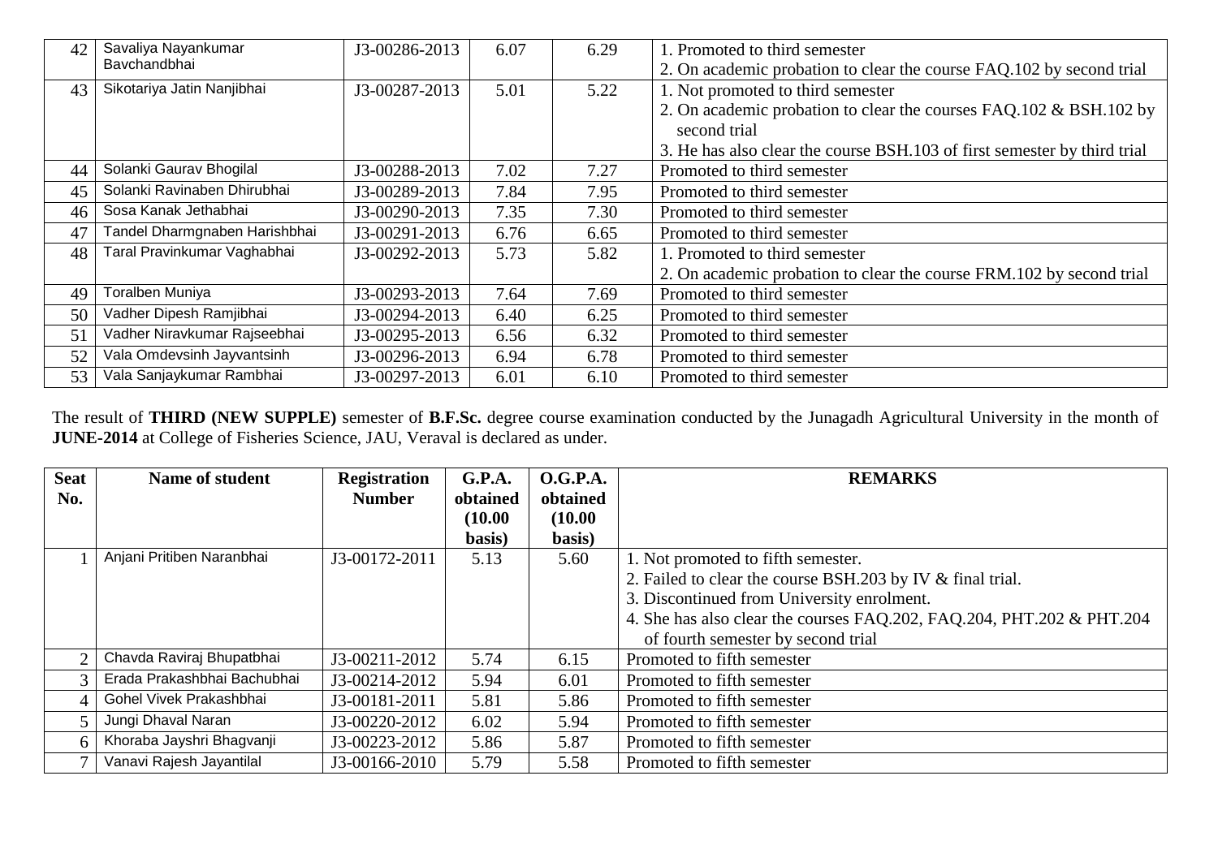| 42 | Savaliya Nayankumar Bavchandbhai | J3-00286-2013 | 6.07 | 6.29 | 1. Promoted to third semester<br>2. On academic probation to clear the course FAQ.102 by second trial |
|---|---|---|---|---|---|
| 43 | Sikotariya Jatin Nanjibhai | J3-00287-2013 | 5.01 | 5.22 | 1. Not promoted to third semester<br>2. On academic probation to clear the courses FAQ.102 & BSH.102 by second trial<br>3. He has also clear the course BSH.103 of first semester by third trial |
| 44 | Solanki Gaurav Bhogilal | J3-00288-2013 | 7.02 | 7.27 | Promoted to third semester |
| 45 | Solanki Ravinaben Dhirubhai | J3-00289-2013 | 7.84 | 7.95 | Promoted to third semester |
| 46 | Sosa Kanak Jethabhai | J3-00290-2013 | 7.35 | 7.30 | Promoted to third semester |
| 47 | Tandel Dharmgnaben Harishbhai | J3-00291-2013 | 6.76 | 6.65 | Promoted to third semester |
| 48 | Taral Pravinkumar Vaghabhai | J3-00292-2013 | 5.73 | 5.82 | 1. Promoted to third semester<br>2. On academic probation to clear the course FRM.102 by second trial |
| 49 | Toralben Muniya | J3-00293-2013 | 7.64 | 7.69 | Promoted to third semester |
| 50 | Vadher Dipesh Ramjibhai | J3-00294-2013 | 6.40 | 6.25 | Promoted to third semester |
| 51 | Vadher Niravkumar Rajseebhai | J3-00295-2013 | 6.56 | 6.32 | Promoted to third semester |
| 52 | Vala Omdevsinh Jayvantsinh | J3-00296-2013 | 6.94 | 6.78 | Promoted to third semester |
| 53 | Vala Sanjaykumar Rambhai | J3-00297-2013 | 6.01 | 6.10 | Promoted to third semester |

The result of **THIRD (NEW SUPPLE)** semester of **B.F.Sc.** degree course examination conducted by the Junagadh Agricultural University in the month of **JUNE-2014** at College of Fisheries Science, JAU, Veraval is declared as under.

| Seat No. | Name of student | Registration Number | G.P.A. obtained (10.00 basis) | O.G.P.A. obtained (10.00 basis) | REMARKS |
|---|---|---|---|---|---|
| 1 | Anjani Pritiben Naranbhai | J3-00172-2011 | 5.13 | 5.60 | 1. Not promoted to fifth semester.<br>2. Failed to clear the course BSH.203 by IV & final trial.<br>3. Discontinued from University enrolment.<br>4. She has also clear the courses FAQ.202, FAQ.204, PHT.202 & PHT.204 of fourth semester by second trial |
| 2 | Chavda Raviraj Bhupatbhai | J3-00211-2012 | 5.74 | 6.15 | Promoted to fifth semester |
| 3 | Erada Prakashbhai Bachubhai | J3-00214-2012 | 5.94 | 6.01 | Promoted to fifth semester |
| 4 | Gohel Vivek Prakashbhai | J3-00181-2011 | 5.81 | 5.86 | Promoted to fifth semester |
| 5 | Jungi Dhaval Naran | J3-00220-2012 | 6.02 | 5.94 | Promoted to fifth semester |
| 6 | Khoraba Jayshri Bhagvanji | J3-00223-2012 | 5.86 | 5.87 | Promoted to fifth semester |
| 7 | Vanavi Rajesh Jayantilal | J3-00166-2010 | 5.79 | 5.58 | Promoted to fifth semester |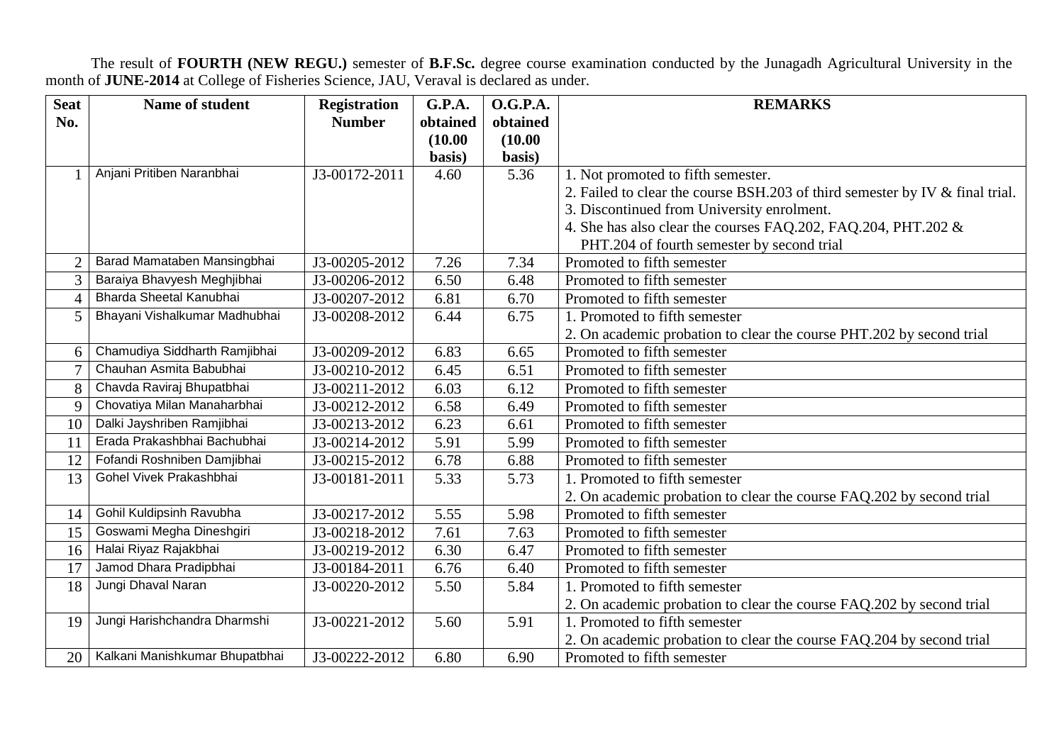The result of **FOURTH (NEW REGU.)** semester of **B.F.Sc.** degree course examination conducted by the Junagadh Agricultural University in the month of **JUNE-2014** at College of Fisheries Science, JAU, Veraval is declared as under.

| Seat No. | Name of student | Registration Number | G.P.A. obtained (10.00 basis) | O.G.P.A. obtained (10.00 basis) | REMARKS |
|---|---|---|---|---|---|
| 1 | Anjani Pritiben Naranbhai | J3-00172-2011 | 4.60 | 5.36 | 1. Not promoted to fifth semester.<br>2. Failed to clear the course BSH.203 of third semester by IV & final trial.<br>3. Discontinued from University enrolment.<br>4. She has also clear the courses FAQ.202, FAQ.204, PHT.202 & PHT.204 of fourth semester by second trial |
| 2 | Barad Mamataben Mansingbhai | J3-00205-2012 | 7.26 | 7.34 | Promoted to fifth semester |
| 3 | Baraiya Bhavyesh Meghjibhai | J3-00206-2012 | 6.50 | 6.48 | Promoted to fifth semester |
| 4 | Bharda Sheetal Kanubhai | J3-00207-2012 | 6.81 | 6.70 | Promoted to fifth semester |
| 5 | Bhayani Vishalkumar Madhubhai | J3-00208-2012 | 6.44 | 6.75 | 1. Promoted to fifth semester<br>2. On academic probation to clear the course PHT.202 by second trial |
| 6 | Chamudiya Siddharth Ramjibhai | J3-00209-2012 | 6.83 | 6.65 | Promoted to fifth semester |
| 7 | Chauhan Asmita Babubhai | J3-00210-2012 | 6.45 | 6.51 | Promoted to fifth semester |
| 8 | Chavda Raviraj Bhupatbhai | J3-00211-2012 | 6.03 | 6.12 | Promoted to fifth semester |
| 9 | Chovatiya Milan Manaharbhai | J3-00212-2012 | 6.58 | 6.49 | Promoted to fifth semester |
| 10 | Dalki Jayshriben Ramjibhai | J3-00213-2012 | 6.23 | 6.61 | Promoted to fifth semester |
| 11 | Erada Prakashbhai Bachubhai | J3-00214-2012 | 5.91 | 5.99 | Promoted to fifth semester |
| 12 | Fofandi Roshniben Damjibhai | J3-00215-2012 | 6.78 | 6.88 | Promoted to fifth semester |
| 13 | Gohel Vivek Prakashbhai | J3-00181-2011 | 5.33 | 5.73 | 1. Promoted to fifth semester<br>2. On academic probation to clear the course FAQ.202 by second trial |
| 14 | Gohil Kuldipsinh Ravubha | J3-00217-2012 | 5.55 | 5.98 | Promoted to fifth semester |
| 15 | Goswami Megha Dineshgiri | J3-00218-2012 | 7.61 | 7.63 | Promoted to fifth semester |
| 16 | Halai Riyaz Rajakbhai | J3-00219-2012 | 6.30 | 6.47 | Promoted to fifth semester |
| 17 | Jamod Dhara Pradipbhai | J3-00184-2011 | 6.76 | 6.40 | Promoted to fifth semester |
| 18 | Jungi Dhaval Naran | J3-00220-2012 | 5.50 | 5.84 | 1. Promoted to fifth semester<br>2. On academic probation to clear the course FAQ.202 by second trial |
| 19 | Jungi Harishchandra Dharmshi | J3-00221-2012 | 5.60 | 5.91 | 1. Promoted to fifth semester<br>2. On academic probation to clear the course FAQ.204 by second trial |
| 20 | Kalkani Manishkumar Bhupatbhai | J3-00222-2012 | 6.80 | 6.90 | Promoted to fifth semester |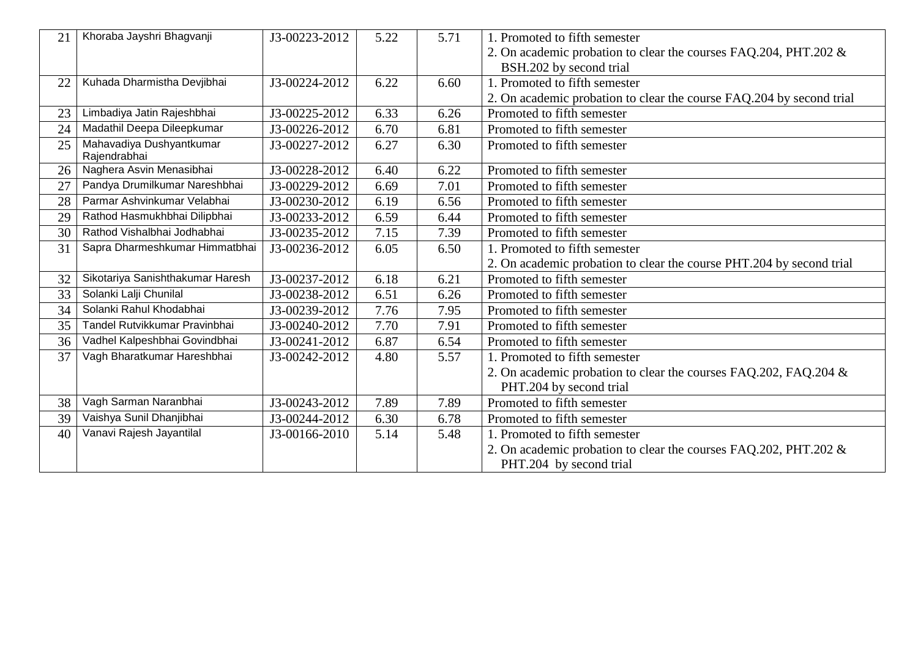| 21 | Khoraba Jayshri Bhagvanji | J3-00223-2012 | 5.22 | 5.71 | 1. Promoted to fifth semester<br>2. On academic probation to clear the courses FAQ.204, PHT.202 & BSH.202 by second trial |
|---|---|---|---|---|---|
| 22 | Kuhada Dharmistha Devjibhai | J3-00224-2012 | 6.22 | 6.60 | 1. Promoted to fifth semester<br>2. On academic probation to clear the course FAQ.204 by second trial |
| 23 | Limbadiya Jatin Rajeshbhai | J3-00225-2012 | 6.33 | 6.26 | Promoted to fifth semester |
| 24 | Madathil Deepa Dileepkumar | J3-00226-2012 | 6.70 | 6.81 | Promoted to fifth semester |
| 25 | Mahavadiya Dushyantkumar Rajendrabhai | J3-00227-2012 | 6.27 | 6.30 | Promoted to fifth semester |
| 26 | Naghera Asvin Menasibhai | J3-00228-2012 | 6.40 | 6.22 | Promoted to fifth semester |
| 27 | Pandya Drumilkumar Nareshbhai | J3-00229-2012 | 6.69 | 7.01 | Promoted to fifth semester |
| 28 | Parmar Ashvinkumar Velabhai | J3-00230-2012 | 6.19 | 6.56 | Promoted to fifth semester |
| 29 | Rathod Hasmukhbhai Dilipbhai | J3-00233-2012 | 6.59 | 6.44 | Promoted to fifth semester |
| 30 | Rathod Vishalbhai Jodhabhai | J3-00235-2012 | 7.15 | 7.39 | Promoted to fifth semester |
| 31 | Sapra Dharmeshkumar Himmatbhai | J3-00236-2012 | 6.05 | 6.50 | 1. Promoted to fifth semester<br>2. On academic probation to clear the course PHT.204 by second trial |
| 32 | Sikotariya Sanishthakumar Haresh | J3-00237-2012 | 6.18 | 6.21 | Promoted to fifth semester |
| 33 | Solanki Lalji Chunilal | J3-00238-2012 | 6.51 | 6.26 | Promoted to fifth semester |
| 34 | Solanki Rahul Khodabhai | J3-00239-2012 | 7.76 | 7.95 | Promoted to fifth semester |
| 35 | Tandel Rutvikkumar Pravinbhai | J3-00240-2012 | 7.70 | 7.91 | Promoted to fifth semester |
| 36 | Vadhel Kalpeshbhai Govindbhai | J3-00241-2012 | 6.87 | 6.54 | Promoted to fifth semester |
| 37 | Vagh Bharatkumar Hareshbhai | J3-00242-2012 | 4.80 | 5.57 | 1. Promoted to fifth semester<br>2. On academic probation to clear the courses FAQ.202, FAQ.204 & PHT.204 by second trial |
| 38 | Vagh Sarman Naranbhai | J3-00243-2012 | 7.89 | 7.89 | Promoted to fifth semester |
| 39 | Vaishya Sunil Dhanjibhai | J3-00244-2012 | 6.30 | 6.78 | Promoted to fifth semester |
| 40 | Vanavi Rajesh Jayantilal | J3-00166-2010 | 5.14 | 5.48 | 1. Promoted to fifth semester<br>2. On academic probation to clear the courses FAQ.202, PHT.202 & PHT.204 by second trial |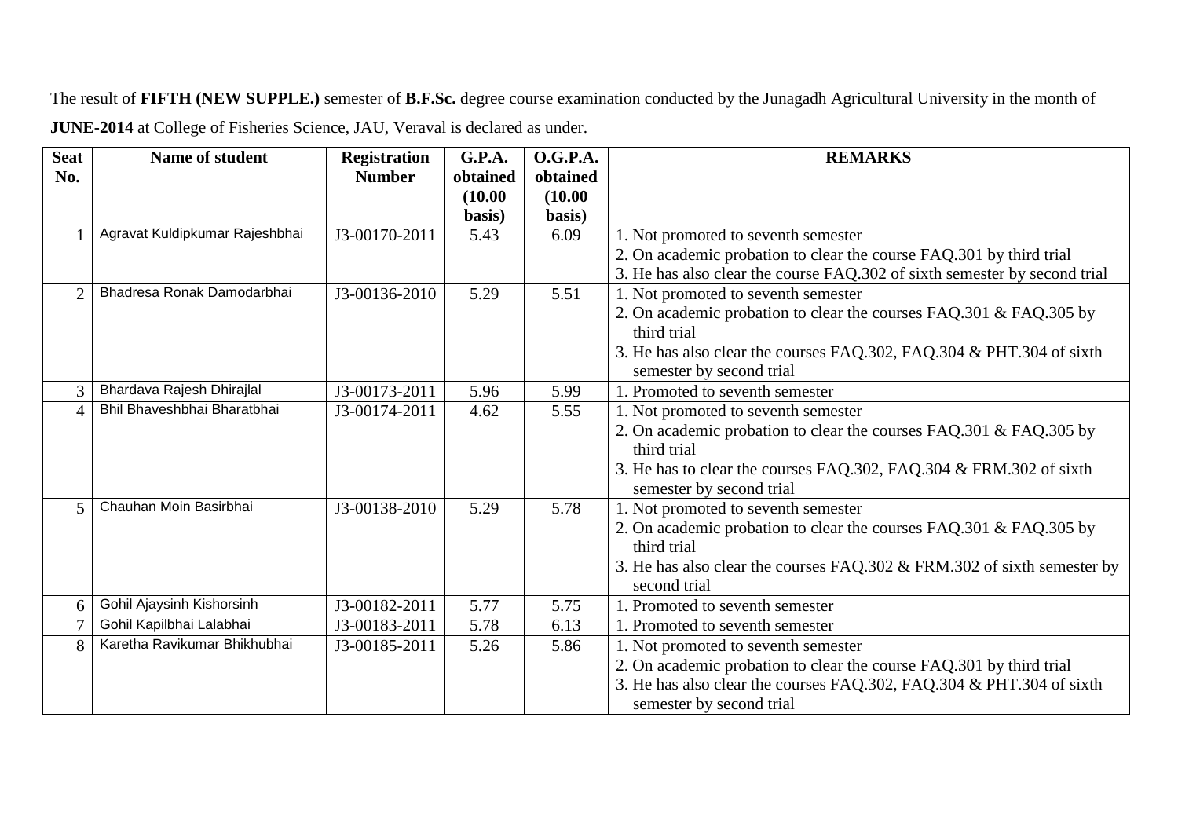The result of **FIFTH (NEW SUPPLE.)** semester of **B.F.Sc.** degree course examination conducted by the Junagadh Agricultural University in the month of **JUNE-2014** at College of Fisheries Science, JAU, Veraval is declared as under.

| Seat No. | Name of student | Registration Number | G.P.A. obtained (10.00 basis) | O.G.P.A. obtained (10.00 basis) | REMARKS |
|---|---|---|---|---|---|
| 1 | Agravat Kuldipkumar Rajeshbhai | J3-00170-2011 | 5.43 | 6.09 | 1. Not promoted to seventh semester<br>2. On academic probation to clear the course FAQ.301 by third trial<br>3. He has also clear the course FAQ.302 of sixth semester by second trial |
| 2 | Bhadresa Ronak Damodarbhai | J3-00136-2010 | 5.29 | 5.51 | 1. Not promoted to seventh semester<br>2. On academic probation to clear the courses FAQ.301 & FAQ.305 by third trial<br>3. He has also clear the courses FAQ.302, FAQ.304 & PHT.304 of sixth semester by second trial |
| 3 | Bhardava Rajesh Dhirajlal | J3-00173-2011 | 5.96 | 5.99 | 1. Promoted to seventh semester |
| 4 | Bhil Bhaveshbhai Bharatbhai | J3-00174-2011 | 4.62 | 5.55 | 1. Not promoted to seventh semester<br>2. On academic probation to clear the courses FAQ.301 & FAQ.305 by third trial<br>3. He has to clear the courses FAQ.302, FAQ.304 & FRM.302 of sixth semester by second trial |
| 5 | Chauhan Moin Basirbhai | J3-00138-2010 | 5.29 | 5.78 | 1. Not promoted to seventh semester<br>2. On academic probation to clear the courses FAQ.301 & FAQ.305 by third trial<br>3. He has also clear the courses FAQ.302 & FRM.302 of sixth semester by second trial |
| 6 | Gohil Ajaysinh Kishorsinh | J3-00182-2011 | 5.77 | 5.75 | 1. Promoted to seventh semester |
| 7 | Gohil Kapilbhai Lalabhai | J3-00183-2011 | 5.78 | 6.13 | 1. Promoted to seventh semester |
| 8 | Karetha Ravikumar Bhikhubhai | J3-00185-2011 | 5.26 | 5.86 | 1. Not promoted to seventh semester<br>2. On academic probation to clear the course FAQ.301 by third trial<br>3. He has also clear the courses FAQ.302, FAQ.304 & PHT.304 of sixth semester by second trial |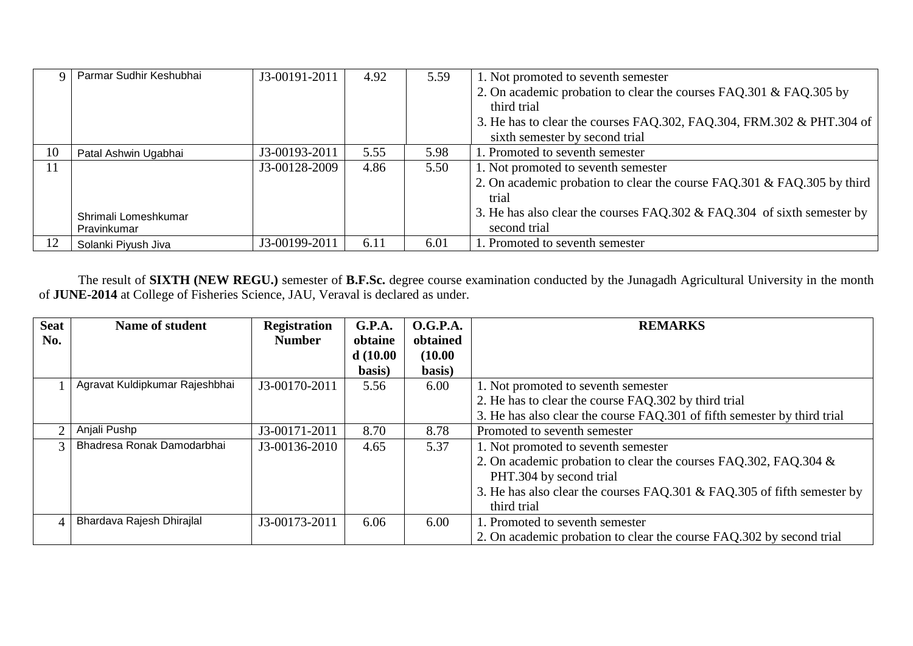| | | | | | |
|---|---|---|---|---|---|
| 9 | Parmar Sudhir Keshubhai | J3-00191-2011 | 4.92 | 5.59 | 1. Not promoted to seventh semester<br>2. On academic probation to clear the courses FAQ.301 & FAQ.305 by third trial<br>3. He has to clear the courses FAQ.302, FAQ.304, FRM.302 & PHT.304 of sixth semester by second trial |
| 10 | Patal Ashwin Ugabhai | J3-00193-2011 | 5.55 | 5.98 | 1. Promoted to seventh semester |
| 11 | Shrimali Lomeshkumar Pravinkumar | J3-00128-2009 | 4.86 | 5.50 | 1. Not promoted to seventh semester<br>2. On academic probation to clear the course FAQ.301 & FAQ.305 by third trial<br>3. He has also clear the courses FAQ.302 & FAQ.304 of sixth semester by second trial |
| 12 | Solanki Piyush Jiva | J3-00199-2011 | 6.11 | 6.01 | 1. Promoted to seventh semester |

The result of **SIXTH (NEW REGU.)** semester of **B.F.Sc.** degree course examination conducted by the Junagadh Agricultural University in the month of **JUNE-2014** at College of Fisheries Science, JAU, Veraval is declared as under.

| Seat No. | Name of student | Registration Number | G.P.A. obtained (10.00 basis) | O.G.P.A. obtained (10.00 basis) | REMARKS |
|---|---|---|---|---|---|
| 1 | Agravat Kuldipkumar Rajeshbhai | J3-00170-2011 | 5.56 | 6.00 | 1. Not promoted to seventh semester<br>2. He has to clear the course FAQ.302 by third trial<br>3. He has also clear the course FAQ.301 of fifth semester by third trial |
| 2 | Anjali Pushp | J3-00171-2011 | 8.70 | 8.78 | Promoted to seventh semester |
| 3 | Bhadresa Ronak Damodarbhai | J3-00136-2010 | 4.65 | 5.37 | 1. Not promoted to seventh semester<br>2. On academic probation to clear the courses FAQ.302, FAQ.304 & PHT.304 by second trial<br>3. He has also clear the courses FAQ.301 & FAQ.305 of fifth semester by third trial |
| 4 | Bhardava Rajesh Dhirajlal | J3-00173-2011 | 6.06 | 6.00 | 1. Promoted to seventh semester<br>2. On academic probation to clear the course FAQ.302 by second trial |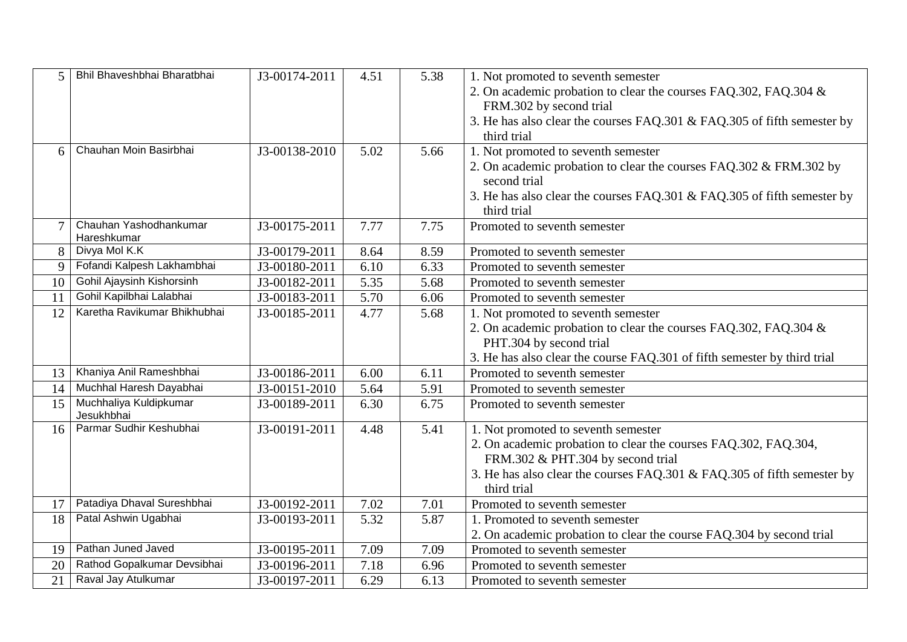| 5 | Bhil Bhaveshbhai Bharatbhai | J3-00174-2011 | 4.51 | 5.38 | 1. Not promoted to seventh semester<br>2. On academic probation to clear the courses FAQ.302, FAQ.304 & FRM.302 by second trial<br>3. He has also clear the courses FAQ.301 & FAQ.305 of fifth semester by third trial |
|---|---|---|---|---|---|
| 6 | Chauhan Moin Basirbhai | J3-00138-2010 | 5.02 | 5.66 | 1. Not promoted to seventh semester<br>2. On academic probation to clear the courses FAQ.302 & FRM.302 by second trial<br>3. He has also clear the courses FAQ.301 & FAQ.305 of fifth semester by third trial |
| 7 | Chauhan Yashodhankumar Hareshkumar | J3-00175-2011 | 7.77 | 7.75 | Promoted to seventh semester |
| 8 | Divya Mol K.K | J3-00179-2011 | 8.64 | 8.59 | Promoted to seventh semester |
| 9 | Fofandi Kalpesh Lakhambhai | J3-00180-2011 | 6.10 | 6.33 | Promoted to seventh semester |
| 10 | Gohil Ajaysinh Kishorsinh | J3-00182-2011 | 5.35 | 5.68 | Promoted to seventh semester |
| 11 | Gohil Kapilbhai Lalabhai | J3-00183-2011 | 5.70 | 6.06 | Promoted to seventh semester |
| 12 | Karetha Ravikumar Bhikhubhai | J3-00185-2011 | 4.77 | 5.68 | 1. Not promoted to seventh semester<br>2. On academic probation to clear the courses FAQ.302, FAQ.304 & PHT.304 by second trial<br>3. He has also clear the course FAQ.301 of fifth semester by third trial |
| 13 | Khaniya Anil Rameshbhai | J3-00186-2011 | 6.00 | 6.11 | Promoted to seventh semester |
| 14 | Muchhal Haresh Dayabhai | J3-00151-2010 | 5.64 | 5.91 | Promoted to seventh semester |
| 15 | Muchhaliya Kuldipkumar Jesukhbhai | J3-00189-2011 | 6.30 | 6.75 | Promoted to seventh semester |
| 16 | Parmar Sudhir Keshubhai | J3-00191-2011 | 4.48 | 5.41 | 1. Not promoted to seventh semester<br>2. On academic probation to clear the courses FAQ.302, FAQ.304, FRM.302 & PHT.304 by second trial<br>3. He has also clear the courses FAQ.301 & FAQ.305 of fifth semester by third trial |
| 17 | Patadiya Dhaval Sureshbhai | J3-00192-2011 | 7.02 | 7.01 | Promoted to seventh semester |
| 18 | Patal Ashwin Ugabhai | J3-00193-2011 | 5.32 | 5.87 | 1. Promoted to seventh semester<br>2. On academic probation to clear the course FAQ.304 by second trial |
| 19 | Pathan Juned Javed | J3-00195-2011 | 7.09 | 7.09 | Promoted to seventh semester |
| 20 | Rathod Gopalkumar Devsibhai | J3-00196-2011 | 7.18 | 6.96 | Promoted to seventh semester |
| 21 | Raval Jay Atulkumar | J3-00197-2011 | 6.29 | 6.13 | Promoted to seventh semester |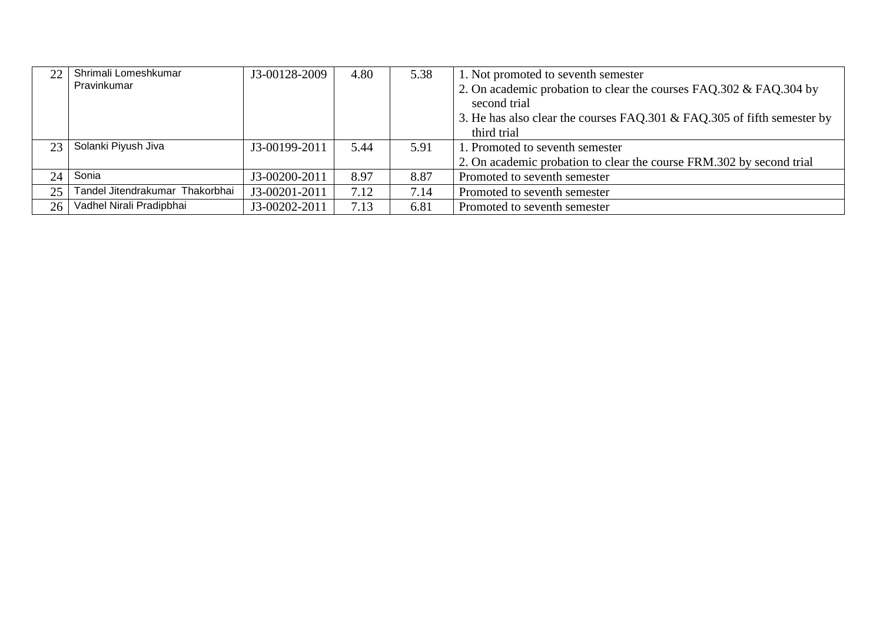| | | | | | |
|---|---|---|---|---|---|
| 22 | Shrimali Lomeshkumar Pravinkumar | J3-00128-2009 | 4.80 | 5.38 | 1. Not promoted to seventh semester<br>2. On academic probation to clear the courses FAQ.302 & FAQ.304 by second trial<br>3. He has also clear the courses FAQ.301 & FAQ.305 of fifth semester by third trial |
| 23 | Solanki Piyush Jiva | J3-00199-2011 | 5.44 | 5.91 | 1. Promoted to seventh semester<br>2. On academic probation to clear the course FRM.302 by second trial |
| 24 | Sonia | J3-00200-2011 | 8.97 | 8.87 | Promoted to seventh semester |
| 25 | Tandel Jitendrakumar Thakorbhai | J3-00201-2011 | 7.12 | 7.14 | Promoted to seventh semester |
| 26 | Vadhel Nirali Pradipbhai | J3-00202-2011 | 7.13 | 6.81 | Promoted to seventh semester |